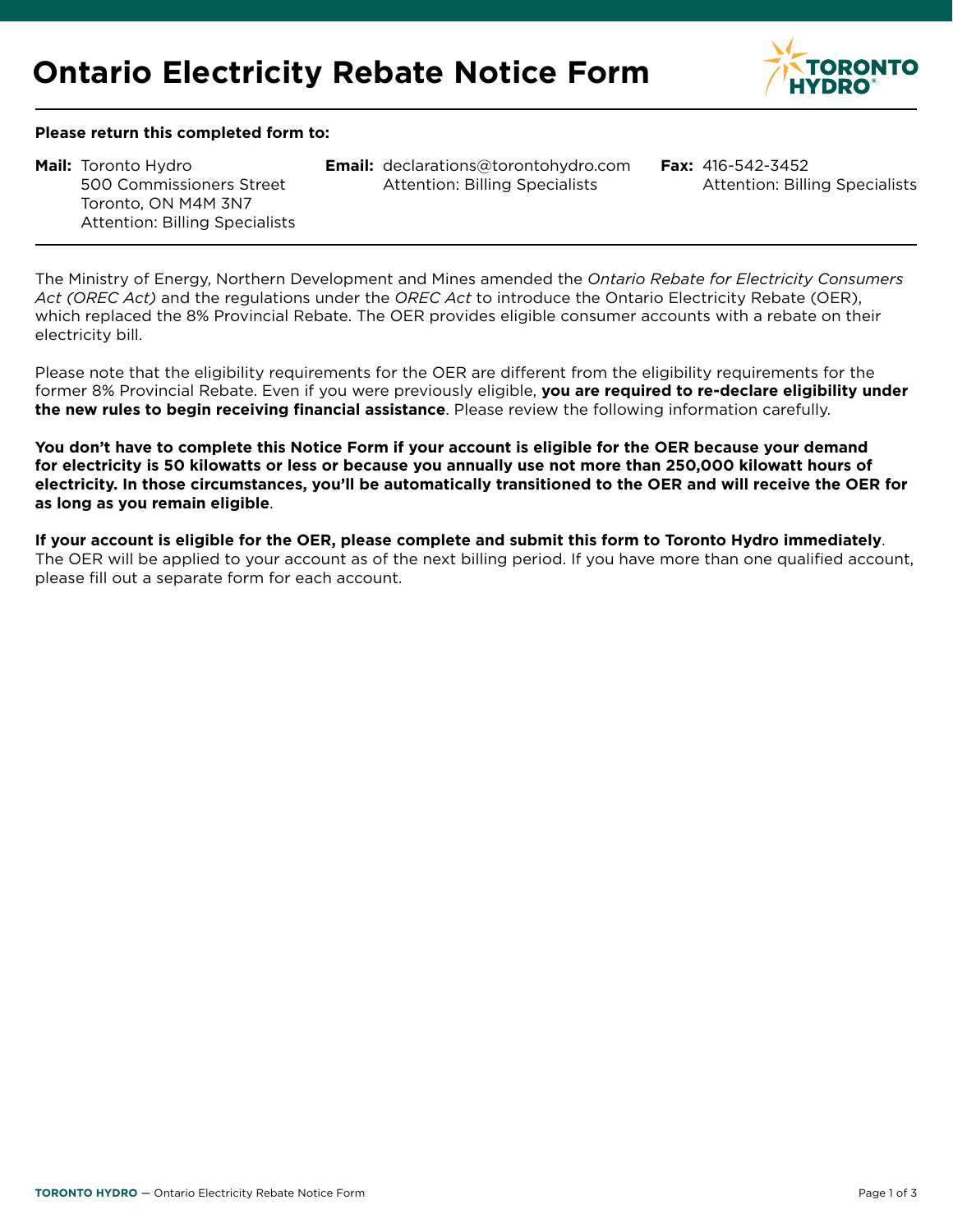# Ontario Electricity Rebate Notice Form

**Please return this completed form to:**

**Mail:** Toronto Hydro
500 Commissioners Street
Toronto, ON M4M 3N7
Attention: Billing Specialists

**Email:** declarations@torontohydro.com
Attention: Billing Specialists

**Fax:** 416-542-3452
Attention: Billing Specialists

---

The Ministry of Energy, Northern Development and Mines amended the *Ontario Rebate for Electricity Consumers Act (OREC Act)* and the regulations under the *OREC Act* to introduce the Ontario Electricity Rebate (OER), which replaced the 8% Provincial Rebate. The OER provides eligible consumer accounts with a rebate on their electricity bill.

Please note that the eligibility requirements for the OER are different from the eligibility requirements for the former 8% Provincial Rebate. Even if you were previously eligible, **you are required to re-declare eligibility under the new rules to begin receiving financial assistance**. Please review the following information carefully.

**You don't have to complete this Notice Form if your account is eligible for the OER because your demand for electricity is 50 kilowatts or less or because you annually use not more than 250,000 kilowatt hours of electricity. In those circumstances, you'll be automatically transitioned to the OER and will receive the OER for as long as you remain eligible**.

**If your account is eligible for the OER, please complete and submit this form to Toronto Hydro immediately**. The OER will be applied to your account as of the next billing period. If you have more than one qualified account, please fill out a separate form for each account.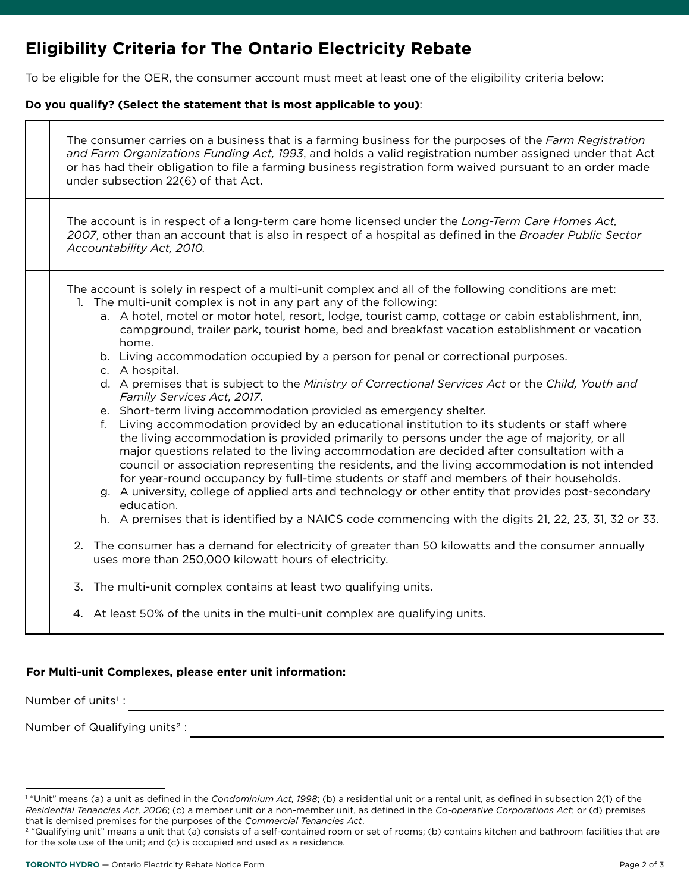# Eligibility Criteria for The Ontario Electricity Rebate

To be eligible for the OER, the consumer account must meet at least one of the eligibility criteria below:

**Do you qualify? (Select the statement that is most applicable to you)**:

| | |
|---|---|
| | The consumer carries on a business that is a farming business for the purposes of the *Farm Registration and Farm Organizations Funding Act, 1993*, and holds a valid registration number assigned under that Act or has had their obligation to file a farming business registration form waived pursuant to an order made under subsection 22(6) of that Act. |
| | The account is in respect of a long-term care home licensed under the *Long-Term Care Homes Act, 2007*, other than an account that is also in respect of a hospital as defined in the *Broader Public Sector Accountability Act, 2010.* |
| | The account is solely in respect of a multi-unit complex and all of the following conditions are met:<br>1. The multi-unit complex is not in any part any of the following:<br>a. A hotel, motel or motor hotel, resort, lodge, tourist camp, cottage or cabin establishment, inn, campground, trailer park, tourist home, bed and breakfast vacation establishment or vacation home.<br>b. Living accommodation occupied by a person for penal or correctional purposes.<br>c. A hospital.<br>d. A premises that is subject to the *Ministry of Correctional Services Act* or the *Child, Youth and Family Services Act, 2017*.<br>e. Short-term living accommodation provided as emergency shelter.<br>f. Living accommodation provided by an educational institution to its students or staff where the living accommodation is provided primarily to persons under the age of majority, or all major questions related to the living accommodation are decided after consultation with a council or association representing the residents, and the living accommodation is not intended for year-round occupancy by full-time students or staff and members of their households.<br>g. A university, college of applied arts and technology or other entity that provides post-secondary education.<br>h. A premises that is identified by a NAICS code commencing with the digits 21, 22, 23, 31, 32 or 33.<br>2. The consumer has a demand for electricity of greater than 50 kilowatts and the consumer annually uses more than 250,000 kilowatt hours of electricity.<br>3. The multi-unit complex contains at least two qualifying units.<br>4. At least 50% of the units in the multi-unit complex are qualifying units. |

**For Multi-unit Complexes, please enter unit information:**

Number of units[1] : ______________________________

Number of Qualifying units[2] : ______________________________

---

[1] "Unit" means (a) a unit as defined in the *Condominium Act, 1998*; (b) a residential unit or a rental unit, as defined in subsection 2(1) of the *Residential Tenancies Act, 2006*; (c) a member unit or a non-member unit, as defined in the *Co-operative Corporations Act*; or (d) premises that is demised premises for the purposes of the *Commercial Tenancies Act*.

[2] "Qualifying unit" means a unit that (a) consists of a self-contained room or set of rooms; (b) contains kitchen and bathroom facilities that are for the sole use of the unit; and (c) is occupied and used as a residence.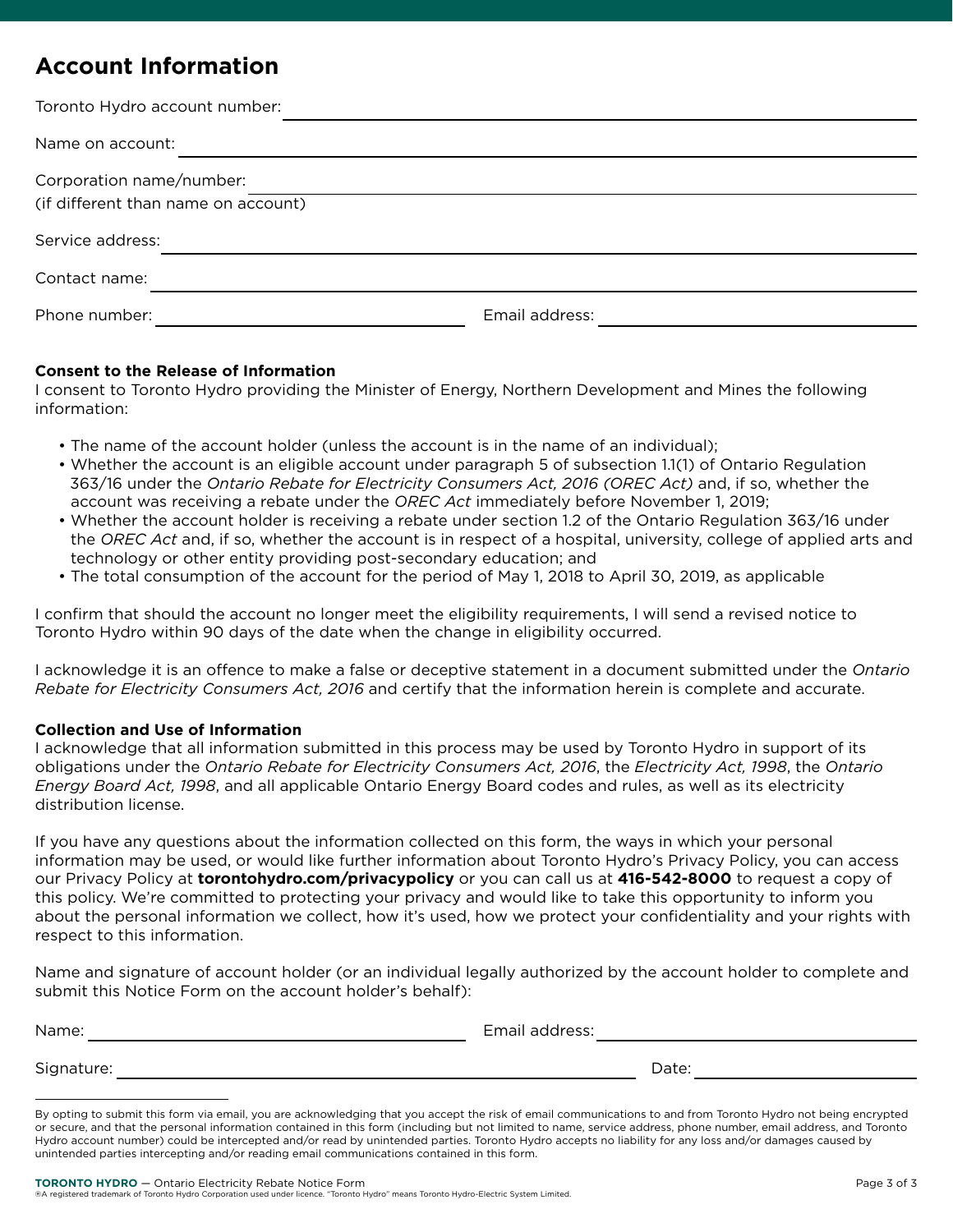## Account Information

Toronto Hydro account number: ______________________________

Name on account: ______________________________

Corporation name/number:
(if different than name on account) ______________________________

Service address: ______________________________

Contact name: ______________________________

Phone number: ______________________________ Email address: ______________________________

**Consent to the Release of Information**
I consent to Toronto Hydro providing the Minister of Energy, Northern Development and Mines the following information:

- The name of the account holder (unless the account is in the name of an individual);
- Whether the account is an eligible account under paragraph 5 of subsection 1.1(1) of Ontario Regulation 363/16 under the *Ontario Rebate for Electricity Consumers Act, 2016 (OREC Act)* and, if so, whether the account was receiving a rebate under the *OREC Act* immediately before November 1, 2019;
- Whether the account holder is receiving a rebate under section 1.2 of the Ontario Regulation 363/16 under the *OREC Act* and, if so, whether the account is in respect of a hospital, university, college of applied arts and technology or other entity providing post-secondary education; and
- The total consumption of the account for the period of May 1, 2018 to April 30, 2019, as applicable

I confirm that should the account no longer meet the eligibility requirements, I will send a revised notice to Toronto Hydro within 90 days of the date when the change in eligibility occurred.

I acknowledge it is an offence to make a false or deceptive statement in a document submitted under the *Ontario Rebate for Electricity Consumers Act, 2016* and certify that the information herein is complete and accurate.

**Collection and Use of Information**
I acknowledge that all information submitted in this process may be used by Toronto Hydro in support of its obligations under the *Ontario Rebate for Electricity Consumers Act, 2016*, the *Electricity Act, 1998*, the *Ontario Energy Board Act, 1998*, and all applicable Ontario Energy Board codes and rules, as well as its electricity distribution license.

If you have any questions about the information collected on this form, the ways in which your personal information may be used, or would like further information about Toronto Hydro's Privacy Policy, you can access our Privacy Policy at **torontohydro.com/privacypolicy** or you can call us at **416-542-8000** to request a copy of this policy. We're committed to protecting your privacy and would like to take this opportunity to inform you about the personal information we collect, how it's used, how we protect your confidentiality and your rights with respect to this information.

Name and signature of account holder (or an individual legally authorized by the account holder to complete and submit this Notice Form on the account holder's behalf):

Name: ______________________________ Email address: ______________________________

Signature: ______________________________ Date: ______________________________

---

By opting to submit this form via email, you are acknowledging that you accept the risk of email communications to and from Toronto Hydro not being encrypted or secure, and that the personal information contained in this form (including but not limited to name, service address, phone number, email address, and Toronto Hydro account number) could be intercepted and/or read by unintended parties. Toronto Hydro accepts no liability for any loss and/or damages caused by unintended parties intercepting and/or reading email communications contained in this form.

®A registered trademark of Toronto Hydro Corporation used under licence. "Toronto Hydro" means Toronto Hydro-Electric System Limited.